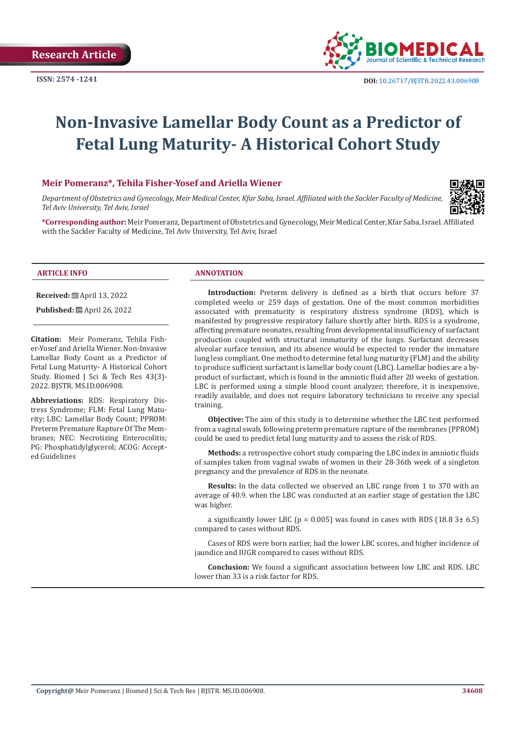Research Article

ISSN: 2574 -1241

DOI: 10.26717/BJSTR.2022.43.006908

# Non-Invasive Lamellar Body Count as a Predictor of Fetal Lung Maturity- A Historical Cohort Study

**Meir Pomeranz\*, Tehila Fisher-Yosef and Ariella Wiener**

*Department of Obstetrics and Gynecology, Meir Medical Center, Kfar Saba, Israel. Affiliated with the Sackler Faculty of Medicine, Tel Aviv University, Tel Aviv, Israel*

**\*Corresponding author:** Meir Pomeranz, Department of Obstetrics and Gynecology, Meir Medical Center, Kfar Saba, Israel. Affiliated with the Sackler Faculty of Medicine, Tel Aviv University, Tel Aviv, Israel

## ARTICLE INFO

**Received:** April 13, 2022

**Published:** April 26, 2022

**Citation:** Meir Pomeranz, Tehila Fisher-Yosef and Ariella Wiener. Non-Invasive Lamellar Body Count as a Predictor of Fetal Lung Maturity- A Historical Cohort Study. Biomed J Sci & Tech Res 43(3)-2022. BJSTR. MS.ID.006908.

**Abbreviations:** RDS: Respiratory Distress Syndrome; FLM: Fetal Lung Maturity; LBC: Lamellar Body Count; PPROM: Preterm Premature Rapture Of The Membranes; NEC: Necrotizing Enterocolitis; PG: Phosphatidylglycerol; ACOG: Accepted Guidelines

## ANNOTATION

**Introduction:** Preterm delivery is defined as a birth that occurs before 37 completed weeks or 259 days of gestation. One of the most common morbidities associated with prematurity is respiratory distress syndrome (RDS), which is manifested by progressive respiratory failure shortly after birth. RDS is a syndrome, affecting premature neonates, resulting from developmental insufficiency of surfactant production coupled with structural immaturity of the lungs. Surfactant decreases alveolar surface tension, and its absence would be expected to render the immature lung less compliant. One method to determine fetal lung maturity (FLM) and the ability to produce sufficient surfactant is lamellar body count (LBC). Lamellar bodies are a by-product of surfactant, which is found in the amniotic fluid after 20 weeks of gestation. LBC is performed using a simple blood count analyzer; therefore, it is inexpensive, readily available, and does not require laboratory technicians to receive any special training.

**Objective:** The aim of this study is to determine whether the LBC test performed from a vaginal swab, following preterm premature rapture of the membranes (PPROM) could be used to predict fetal lung maturity and to assess the risk of RDS.

**Methods:** a retrospective cohort study comparing the LBC index in amniotic fluids of samples taken from vaginal swabs of women in their 28-36th week of a singleton pregnancy and the prevalence of RDS in the neonate.

**Results:** In the data collected we observed an LBC range from 1 to 370 with an average of 40.9. when the LBC was conducted at an earlier stage of gestation the LBC was higher.

a significantly lower LBC ($p = 0.005$) was found in cases with RDS (18.8 3± 6.5) compared to cases without RDS.

Cases of RDS were born earlier, had the lower LBC scores, and higher incidence of jaundice and IUGR compared to cases without RDS.

**Conclusion:** We found a significant association between low LBC and RDS. LBC lower than 33 is a risk factor for RDS.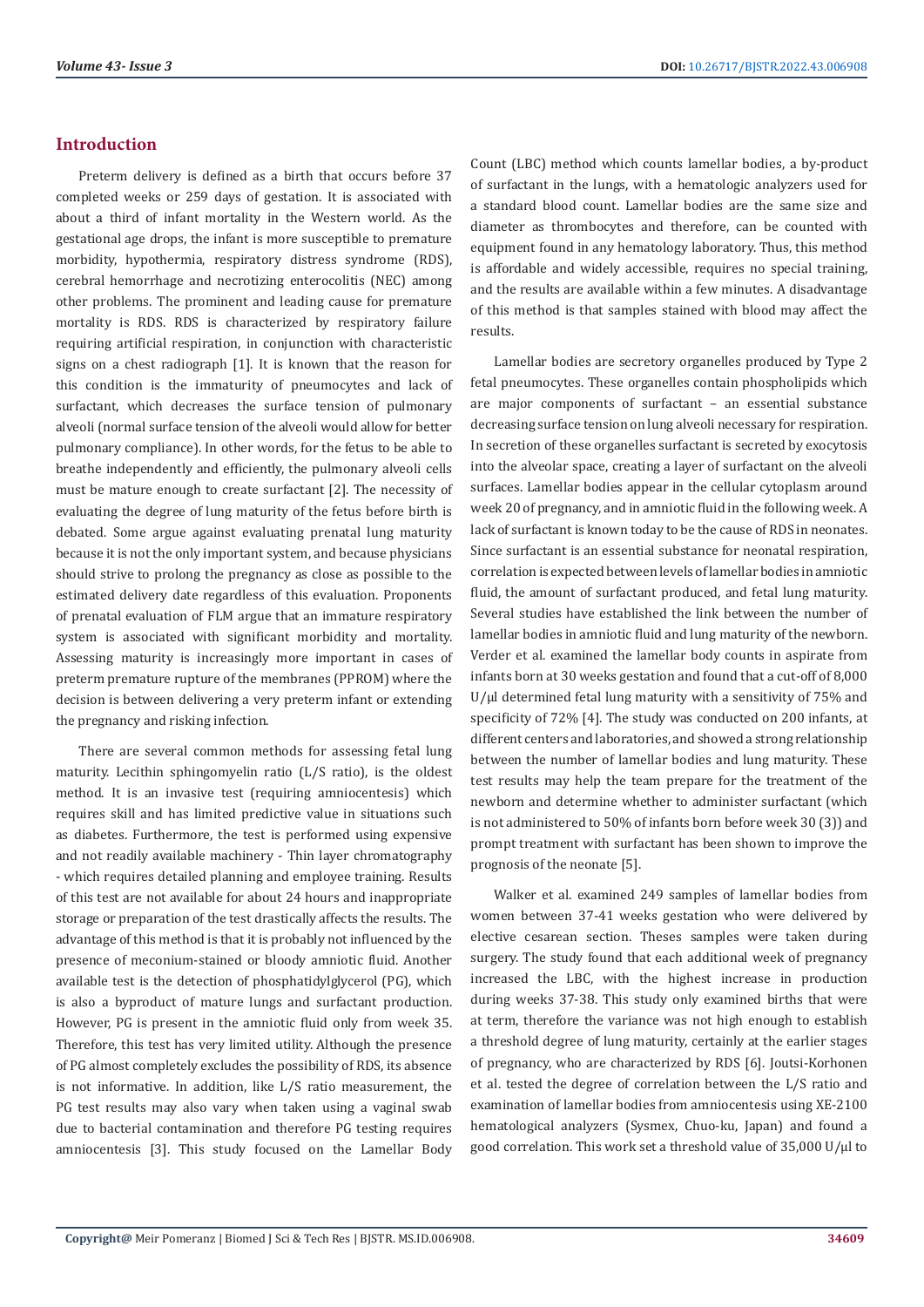## Introduction

Preterm delivery is defined as a birth that occurs before 37 completed weeks or 259 days of gestation. It is associated with about a third of infant mortality in the Western world. As the gestational age drops, the infant is more susceptible to premature morbidity, hypothermia, respiratory distress syndrome (RDS), cerebral hemorrhage and necrotizing enterocolitis (NEC) among other problems. The prominent and leading cause for premature mortality is RDS. RDS is characterized by respiratory failure requiring artificial respiration, in conjunction with characteristic signs on a chest radiograph [1]. It is known that the reason for this condition is the immaturity of pneumocytes and lack of surfactant, which decreases the surface tension of pulmonary alveoli (normal surface tension of the alveoli would allow for better pulmonary compliance). In other words, for the fetus to be able to breathe independently and efficiently, the pulmonary alveoli cells must be mature enough to create surfactant [2]. The necessity of evaluating the degree of lung maturity of the fetus before birth is debated. Some argue against evaluating prenatal lung maturity because it is not the only important system, and because physicians should strive to prolong the pregnancy as close as possible to the estimated delivery date regardless of this evaluation. Proponents of prenatal evaluation of FLM argue that an immature respiratory system is associated with significant morbidity and mortality. Assessing maturity is increasingly more important in cases of preterm premature rupture of the membranes (PPROM) where the decision is between delivering a very preterm infant or extending the pregnancy and risking infection.

There are several common methods for assessing fetal lung maturity. Lecithin sphingomyelin ratio (L/S ratio), is the oldest method. It is an invasive test (requiring amniocentesis) which requires skill and has limited predictive value in situations such as diabetes. Furthermore, the test is performed using expensive and not readily available machinery - Thin layer chromatography - which requires detailed planning and employee training. Results of this test are not available for about 24 hours and inappropriate storage or preparation of the test drastically affects the results. The advantage of this method is that it is probably not influenced by the presence of meconium-stained or bloody amniotic fluid. Another available test is the detection of phosphatidylglycerol (PG), which is also a byproduct of mature lungs and surfactant production. However, PG is present in the amniotic fluid only from week 35. Therefore, this test has very limited utility. Although the presence of PG almost completely excludes the possibility of RDS, its absence is not informative. In addition, like L/S ratio measurement, the PG test results may also vary when taken using a vaginal swab due to bacterial contamination and therefore PG testing requires amniocentesis [3]. This study focused on the Lamellar Body Count (LBC) method which counts lamellar bodies, a by-product of surfactant in the lungs, with a hematologic analyzers used for a standard blood count. Lamellar bodies are the same size and diameter as thrombocytes and therefore, can be counted with equipment found in any hematology laboratory. Thus, this method is affordable and widely accessible, requires no special training, and the results are available within a few minutes. A disadvantage of this method is that samples stained with blood may affect the results.

Lamellar bodies are secretory organelles produced by Type 2 fetal pneumocytes. These organelles contain phospholipids which are major components of surfactant – an essential substance decreasing surface tension on lung alveoli necessary for respiration. In secretion of these organelles surfactant is secreted by exocytosis into the alveolar space, creating a layer of surfactant on the alveoli surfaces. Lamellar bodies appear in the cellular cytoplasm around week 20 of pregnancy, and in amniotic fluid in the following week. A lack of surfactant is known today to be the cause of RDS in neonates. Since surfactant is an essential substance for neonatal respiration, correlation is expected between levels of lamellar bodies in amniotic fluid, the amount of surfactant produced, and fetal lung maturity. Several studies have established the link between the number of lamellar bodies in amniotic fluid and lung maturity of the newborn. Verder et al. examined the lamellar body counts in aspirate from infants born at 30 weeks gestation and found that a cut-off of 8,000 U/μl determined fetal lung maturity with a sensitivity of 75% and specificity of 72% [4]. The study was conducted on 200 infants, at different centers and laboratories, and showed a strong relationship between the number of lamellar bodies and lung maturity. These test results may help the team prepare for the treatment of the newborn and determine whether to administer surfactant (which is not administered to 50% of infants born before week 30 (3)) and prompt treatment with surfactant has been shown to improve the prognosis of the neonate [5].

Walker et al. examined 249 samples of lamellar bodies from women between 37-41 weeks gestation who were delivered by elective cesarean section. Theses samples were taken during surgery. The study found that each additional week of pregnancy increased the LBC, with the highest increase in production during weeks 37-38. This study only examined births that were at term, therefore the variance was not high enough to establish a threshold degree of lung maturity, certainly at the earlier stages of pregnancy, who are characterized by RDS [6]. Joutsi-Korhonen et al. tested the degree of correlation between the L/S ratio and examination of lamellar bodies from amniocentesis using XE-2100 hematological analyzers (Sysmex, Chuo-ku, Japan) and found a good correlation. This work set a threshold value of 35,000 U/μl to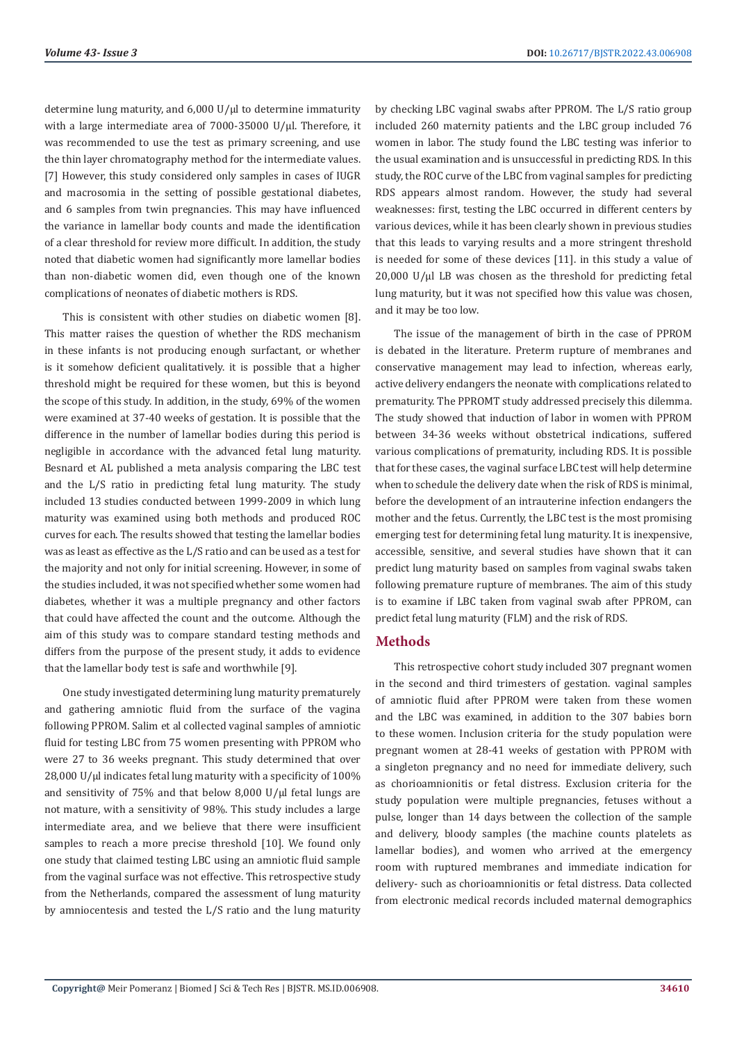determine lung maturity, and 6,000 U/μl to determine immaturity with a large intermediate area of 7000-35000 U/μl. Therefore, it was recommended to use the test as primary screening, and use the thin layer chromatography method for the intermediate values. [7] However, this study considered only samples in cases of IUGR and macrosomia in the setting of possible gestational diabetes, and 6 samples from twin pregnancies. This may have influenced the variance in lamellar body counts and made the identification of a clear threshold for review more difficult. In addition, the study noted that diabetic women had significantly more lamellar bodies than non-diabetic women did, even though one of the known complications of neonates of diabetic mothers is RDS.

This is consistent with other studies on diabetic women [8]. This matter raises the question of whether the RDS mechanism in these infants is not producing enough surfactant, or whether is it somehow deficient qualitatively. it is possible that a higher threshold might be required for these women, but this is beyond the scope of this study. In addition, in the study, 69% of the women were examined at 37-40 weeks of gestation. It is possible that the difference in the number of lamellar bodies during this period is negligible in accordance with the advanced fetal lung maturity. Besnard et AL published a meta analysis comparing the LBC test and the L/S ratio in predicting fetal lung maturity. The study included 13 studies conducted between 1999-2009 in which lung maturity was examined using both methods and produced ROC curves for each. The results showed that testing the lamellar bodies was as least as effective as the L/S ratio and can be used as a test for the majority and not only for initial screening. However, in some of the studies included, it was not specified whether some women had diabetes, whether it was a multiple pregnancy and other factors that could have affected the count and the outcome. Although the aim of this study was to compare standard testing methods and differs from the purpose of the present study, it adds to evidence that the lamellar body test is safe and worthwhile [9].

One study investigated determining lung maturity prematurely and gathering amniotic fluid from the surface of the vagina following PPROM. Salim et al collected vaginal samples of amniotic fluid for testing LBC from 75 women presenting with PPROM who were 27 to 36 weeks pregnant. This study determined that over 28,000 U/μl indicates fetal lung maturity with a specificity of 100% and sensitivity of 75% and that below 8,000 U/μl fetal lungs are not mature, with a sensitivity of 98%. This study includes a large intermediate area, and we believe that there were insufficient samples to reach a more precise threshold [10]. We found only one study that claimed testing LBC using an amniotic fluid sample from the vaginal surface was not effective. This retrospective study from the Netherlands, compared the assessment of lung maturity by amniocentesis and tested the L/S ratio and the lung maturity by checking LBC vaginal swabs after PPROM. The L/S ratio group included 260 maternity patients and the LBC group included 76 women in labor. The study found the LBC testing was inferior to the usual examination and is unsuccessful in predicting RDS. In this study, the ROC curve of the LBC from vaginal samples for predicting RDS appears almost random. However, the study had several weaknesses: first, testing the LBC occurred in different centers by various devices, while it has been clearly shown in previous studies that this leads to varying results and a more stringent threshold is needed for some of these devices [11]. in this study a value of 20,000 U/μl LB was chosen as the threshold for predicting fetal lung maturity, but it was not specified how this value was chosen, and it may be too low.

The issue of the management of birth in the case of PPROM is debated in the literature. Preterm rupture of membranes and conservative management may lead to infection, whereas early, active delivery endangers the neonate with complications related to prematurity. The PPROMT study addressed precisely this dilemma. The study showed that induction of labor in women with PPROM between 34-36 weeks without obstetrical indications, suffered various complications of prematurity, including RDS. It is possible that for these cases, the vaginal surface LBC test will help determine when to schedule the delivery date when the risk of RDS is minimal, before the development of an intrauterine infection endangers the mother and the fetus. Currently, the LBC test is the most promising emerging test for determining fetal lung maturity. It is inexpensive, accessible, sensitive, and several studies have shown that it can predict lung maturity based on samples from vaginal swabs taken following premature rupture of membranes. The aim of this study is to examine if LBC taken from vaginal swab after PPROM, can predict fetal lung maturity (FLM) and the risk of RDS.

## Methods

This retrospective cohort study included 307 pregnant women in the second and third trimesters of gestation. vaginal samples of amniotic fluid after PPROM were taken from these women and the LBC was examined, in addition to the 307 babies born to these women. Inclusion criteria for the study population were pregnant women at 28-41 weeks of gestation with PPROM with a singleton pregnancy and no need for immediate delivery, such as chorioamnionitis or fetal distress. Exclusion criteria for the study population were multiple pregnancies, fetuses without a pulse, longer than 14 days between the collection of the sample and delivery, bloody samples (the machine counts platelets as lamellar bodies), and women who arrived at the emergency room with ruptured membranes and immediate indication for delivery- such as chorioamnionitis or fetal distress. Data collected from electronic medical records included maternal demographics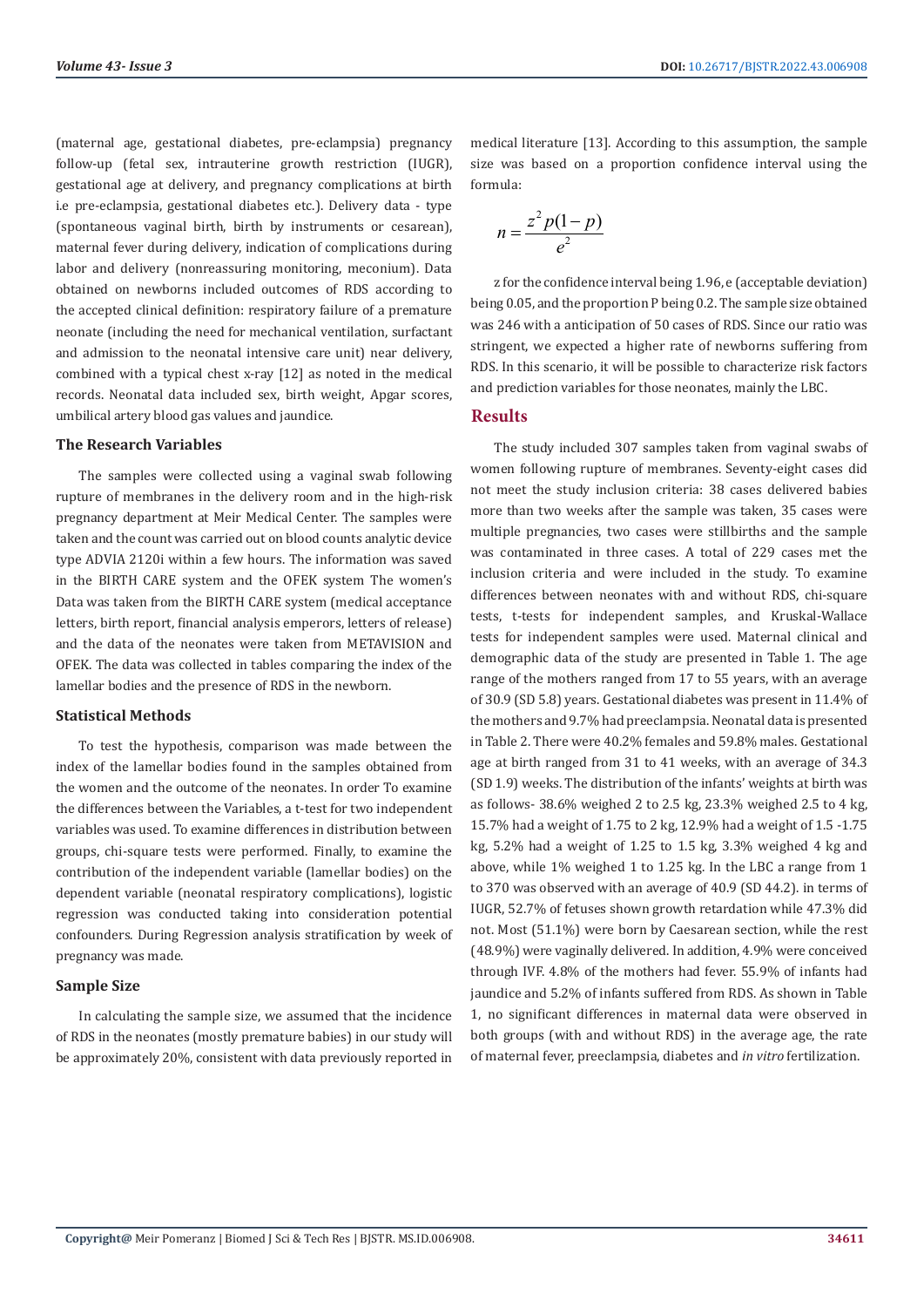(maternal age, gestational diabetes, pre-eclampsia) pregnancy follow-up (fetal sex, intrauterine growth restriction (IUGR), gestational age at delivery, and pregnancy complications at birth i.e pre-eclampsia, gestational diabetes etc.). Delivery data - type (spontaneous vaginal birth, birth by instruments or cesarean), maternal fever during delivery, indication of complications during labor and delivery (nonreassuring monitoring, meconium). Data obtained on newborns included outcomes of RDS according to the accepted clinical definition: respiratory failure of a premature neonate (including the need for mechanical ventilation, surfactant and admission to the neonatal intensive care unit) near delivery, combined with a typical chest x-ray [12] as noted in the medical records. Neonatal data included sex, birth weight, Apgar scores, umbilical artery blood gas values and jaundice.

### The Research Variables

The samples were collected using a vaginal swab following rupture of membranes in the delivery room and in the high-risk pregnancy department at Meir Medical Center. The samples were taken and the count was carried out on blood counts analytic device type ADVIA 2120i within a few hours. The information was saved in the BIRTH CARE system and the OFEK system The women's Data was taken from the BIRTH CARE system (medical acceptance letters, birth report, financial analysis emperors, letters of release) and the data of the neonates were taken from METAVISION and OFEK. The data was collected in tables comparing the index of the lamellar bodies and the presence of RDS in the newborn.

### Statistical Methods

To test the hypothesis, comparison was made between the index of the lamellar bodies found in the samples obtained from the women and the outcome of the neonates. In order To examine the differences between the Variables, a t-test for two independent variables was used. To examine differences in distribution between groups, chi-square tests were performed. Finally, to examine the contribution of the independent variable (lamellar bodies) on the dependent variable (neonatal respiratory complications), logistic regression was conducted taking into consideration potential confounders. During Regression analysis stratification by week of pregnancy was made.

### Sample Size

In calculating the sample size, we assumed that the incidence of RDS in the neonates (mostly premature babies) in our study will be approximately 20%, consistent with data previously reported in medical literature [13]. According to this assumption, the sample size was based on a proportion confidence interval using the formula:

$$n = \frac{z^2 p(1-p)}{e^2}$$

z for the confidence interval being 1.96, e (acceptable deviation) being 0.05, and the proportion P being 0.2. The sample size obtained was 246 with a anticipation of 50 cases of RDS. Since our ratio was stringent, we expected a higher rate of newborns suffering from RDS. In this scenario, it will be possible to characterize risk factors and prediction variables for those neonates, mainly the LBC.

## Results

The study included 307 samples taken from vaginal swabs of women following rupture of membranes. Seventy-eight cases did not meet the study inclusion criteria: 38 cases delivered babies more than two weeks after the sample was taken, 35 cases were multiple pregnancies, two cases were stillbirths and the sample was contaminated in three cases. A total of 229 cases met the inclusion criteria and were included in the study. To examine differences between neonates with and without RDS, chi-square tests, t-tests for independent samples, and Kruskal-Wallace tests for independent samples were used. Maternal clinical and demographic data of the study are presented in Table 1. The age range of the mothers ranged from 17 to 55 years, with an average of 30.9 (SD 5.8) years. Gestational diabetes was present in 11.4% of the mothers and 9.7% had preeclampsia. Neonatal data is presented in Table 2. There were 40.2% females and 59.8% males. Gestational age at birth ranged from 31 to 41 weeks, with an average of 34.3 (SD 1.9) weeks. The distribution of the infants' weights at birth was as follows- 38.6% weighed 2 to 2.5 kg, 23.3% weighed 2.5 to 4 kg, 15.7% had a weight of 1.75 to 2 kg, 12.9% had a weight of 1.5 -1.75 kg, 5.2% had a weight of 1.25 to 1.5 kg, 3.3% weighed 4 kg and above, while 1% weighed 1 to 1.25 kg. In the LBC a range from 1 to 370 was observed with an average of 40.9 (SD 44.2). in terms of IUGR, 52.7% of fetuses shown growth retardation while 47.3% did not. Most (51.1%) were born by Caesarean section, while the rest (48.9%) were vaginally delivered. In addition, 4.9% were conceived through IVF. 4.8% of the mothers had fever. 55.9% of infants had jaundice and 5.2% of infants suffered from RDS. As shown in Table 1, no significant differences in maternal data were observed in both groups (with and without RDS) in the average age, the rate of maternal fever, preeclampsia, diabetes and *in vitro* fertilization.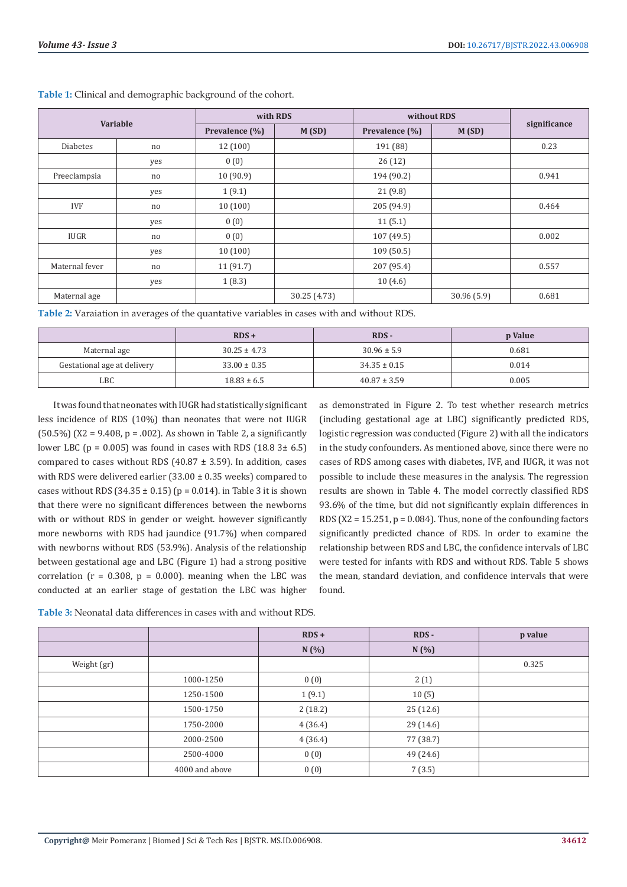**Table 1:** Clinical and demographic background of the cohort.

| Variable | | with RDS | | without RDS | | significance |
|---|---|---|---|---|---|---|
| | | Prevalence (%) | M (SD) | Prevalence (%) | M (SD) | |
| Diabetes | no | 12 (100) | | 191 (88) | | 0.23 |
| | yes | 0 (0) | | 26 (12) | | |
| Preeclampsia | no | 10 (90.9) | | 194 (90.2) | | 0.941 |
| | yes | 1 (9.1) | | 21 (9.8) | | |
| IVF | no | 10 (100) | | 205 (94.9) | | 0.464 |
| | yes | 0 (0) | | 11 (5.1) | | |
| IUGR | no | 0 (0) | | 107 (49.5) | | 0.002 |
| | yes | 10 (100) | | 109 (50.5) | | |
| Maternal fever | no | 11 (91.7) | | 207 (95.4) | | 0.557 |
| | yes | 1 (8.3) | | 10 (4.6) | | |
| Maternal age | | | 30.25 (4.73) | | 30.96 (5.9) | 0.681 |

**Table 2:** Varaiation in averages of the quantative variables in cases with and without RDS.

| | RDS + | RDS - | p Value |
|---|---|---|---|
| Maternal age | 30.25 ± 4.73 | 30.96 ± 5.9 | 0.681 |
| Gestational age at delivery | 33.00 ± 0.35 | 34.35 ± 0.15 | 0.014 |
| LBC | 18.83 ± 6.5 | 40.87 ± 3.59 | 0.005 |

It was found that neonates with IUGR had statistically significant less incidence of RDS (10%) than neonates that were not IUGR (50.5%) (X2 = 9.408, p = .002). As shown in Table 2, a significantly lower LBC (p = 0.005) was found in cases with RDS (18.8 3± 6.5) compared to cases without RDS (40.87 ± 3.59). In addition, cases with RDS were delivered earlier (33.00 ± 0.35 weeks) compared to cases without RDS (34.35 ± 0.15) (p = 0.014). in Table 3 it is shown that there were no significant differences between the newborns with or without RDS in gender or weight. however significantly more newborns with RDS had jaundice (91.7%) when compared with newborns without RDS (53.9%). Analysis of the relationship between gestational age and LBC (Figure 1) had a strong positive correlation (r = 0.308, p = 0.000). meaning when the LBC was conducted at an earlier stage of gestation the LBC was higher as demonstrated in Figure 2. To test whether research metrics (including gestational age at LBC) significantly predicted RDS, logistic regression was conducted (Figure 2) with all the indicators in the study confounders. As mentioned above, since there were no cases of RDS among cases with diabetes, IVF, and IUGR, it was not possible to include these measures in the analysis. The regression results are shown in Table 4. The model correctly classified RDS 93.6% of the time, but did not significantly explain differences in RDS (X2 = 15.251, p = 0.084). Thus, none of the confounding factors significantly predicted chance of RDS. In order to examine the relationship between RDS and LBC, the confidence intervals of LBC were tested for infants with RDS and without RDS. Table 5 shows the mean, standard deviation, and confidence intervals that were found.

**Table 3:** Neonatal data differences in cases with and without RDS.

| | | RDS + | RDS - | p value |
|---|---|---|---|---|
| | | N (%) | N (%) | |
| Weight (gr) | | | | 0.325 |
| | 1000-1250 | 0 (0) | 2 (1) | |
| | 1250-1500 | 1 (9.1) | 10 (5) | |
| | 1500-1750 | 2 (18.2) | 25 (12.6) | |
| | 1750-2000 | 4 (36.4) | 29 (14.6) | |
| | 2000-2500 | 4 (36.4) | 77 (38.7) | |
| | 2500-4000 | 0 (0) | 49 (24.6) | |
| | 4000 and above | 0 (0) | 7 (3.5) | |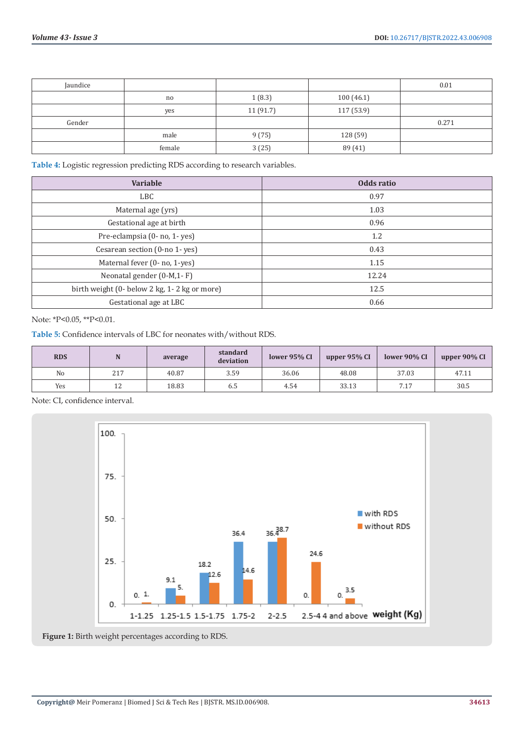| Jaundice | | | | 0.01 |
|---|---|---|---|---|
| | no | 1 (8.3) | 100 (46.1) | |
| | yes | 11 (91.7) | 117 (53.9) | |
| Gender | | | | 0.271 |
| | male | 9 (75) | 128 (59) | |
| | female | 3 (25) | 89 (41) | |

**Table 4:** Logistic regression predicting RDS according to research variables.

| Variable | Odds ratio |
|---|---|
| LBC | 0.97 |
| Maternal age (yrs) | 1.03 |
| Gestational age at birth | 0.96 |
| Pre-eclampsia (0- no, 1- yes) | 1.2 |
| Cesarean section (0-no 1- yes) | 0.43 |
| Maternal fever (0- no, 1-yes) | 1.15 |
| Neonatal gender (0-M,1- F) | 12.24 |
| birth weight (0- below 2 kg, 1- 2 kg or more) | 12.5 |
| Gestational age at LBC | 0.66 |

Note: *P<0.05, **P<0.01.

**Table 5:** Confidence intervals of LBC for neonates with/without RDS.

| RDS | N | average | standard deviation | lower 95% CI | upper 95% CI | lower 90% CI | upper 90% CI |
|---|---|---|---|---|---|---|---|
| No | 217 | 40.87 | 3.59 | 36.06 | 48.08 | 37.03 | 47.11 |
| Yes | 12 | 18.83 | 6.5 | 4.54 | 33.13 | 7.17 | 30.5 |

Note: CI, confidence interval.

**Figure 1:** Birth weight percentages according to RDS.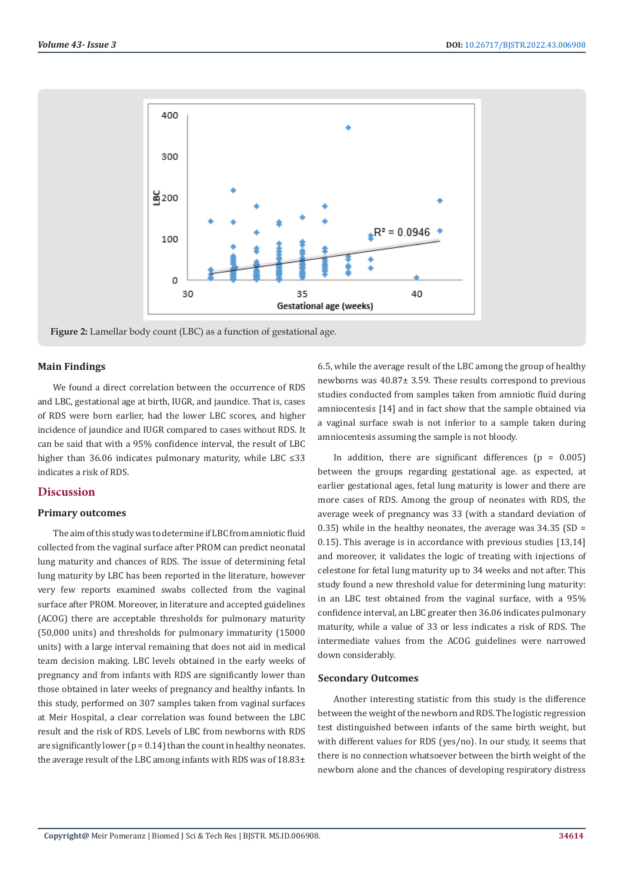Figure 2: Lamellar body count (LBC) as a function of gestational age.

### Main Findings

We found a direct correlation between the occurrence of RDS and LBC, gestational age at birth, IUGR, and jaundice. That is, cases of RDS were born earlier, had the lower LBC scores, and higher incidence of jaundice and IUGR compared to cases without RDS. It can be said that with a 95% confidence interval, the result of LBC higher than 36.06 indicates pulmonary maturity, while LBC ≤33 indicates a risk of RDS.

## Discussion

### Primary outcomes

The aim of this study was to determine if LBC from amniotic fluid collected from the vaginal surface after PROM can predict neonatal lung maturity and chances of RDS. The issue of determining fetal lung maturity by LBC has been reported in the literature, however very few reports examined swabs collected from the vaginal surface after PROM. Moreover, in literature and accepted guidelines (ACOG) there are acceptable thresholds for pulmonary maturity (50,000 units) and thresholds for pulmonary immaturity (15000 units) with a large interval remaining that does not aid in medical team decision making. LBC levels obtained in the early weeks of pregnancy and from infants with RDS are significantly lower than those obtained in later weeks of pregnancy and healthy infants. In this study, performed on 307 samples taken from vaginal surfaces at Meir Hospital, a clear correlation was found between the LBC result and the risk of RDS. Levels of LBC from newborns with RDS are significantly lower ($p = 0.14$) than the count in healthy neonates. the average result of the LBC among infants with RDS was of 18.83± 6.5, while the average result of the LBC among the group of healthy newborns was 40.87± 3.59. These results correspond to previous studies conducted from samples taken from amniotic fluid during amniocentesis [14] and in fact show that the sample obtained via a vaginal surface swab is not inferior to a sample taken during amniocentesis assuming the sample is not bloody.

In addition, there are significant differences ($p = 0.005$) between the groups regarding gestational age. as expected, at earlier gestational ages, fetal lung maturity is lower and there are more cases of RDS. Among the group of neonates with RDS, the average week of pregnancy was 33 (with a standard deviation of 0.35) while in the healthy neonates, the average was 34.35 (SD = 0.15). This average is in accordance with previous studies [13,14] and moreover, it validates the logic of treating with injections of celestone for fetal lung maturity up to 34 weeks and not after. This study found a new threshold value for determining lung maturity: in an LBC test obtained from the vaginal surface, with a 95% confidence interval, an LBC greater then 36.06 indicates pulmonary maturity, while a value of 33 or less indicates a risk of RDS. The intermediate values from the ACOG guidelines were narrowed down considerably.

### Secondary Outcomes

Another interesting statistic from this study is the difference between the weight of the newborn and RDS. The logistic regression test distinguished between infants of the same birth weight, but with different values for RDS (yes/no). In our study, it seems that there is no connection whatsoever between the birth weight of the newborn alone and the chances of developing respiratory distress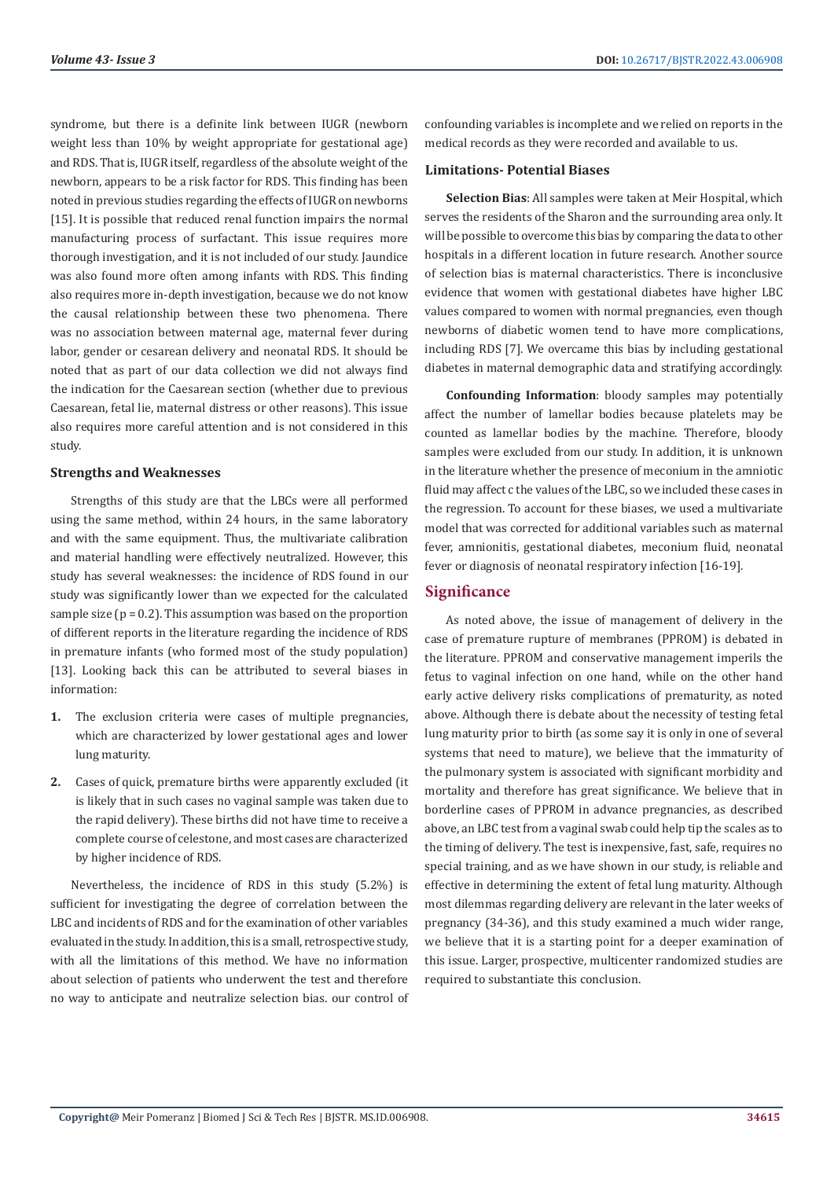syndrome, but there is a definite link between IUGR (newborn weight less than 10% by weight appropriate for gestational age) and RDS. That is, IUGR itself, regardless of the absolute weight of the newborn, appears to be a risk factor for RDS. This finding has been noted in previous studies regarding the effects of IUGR on newborns [15]. It is possible that reduced renal function impairs the normal manufacturing process of surfactant. This issue requires more thorough investigation, and it is not included of our study. Jaundice was also found more often among infants with RDS. This finding also requires more in-depth investigation, because we do not know the causal relationship between these two phenomena. There was no association between maternal age, maternal fever during labor, gender or cesarean delivery and neonatal RDS. It should be noted that as part of our data collection we did not always find the indication for the Caesarean section (whether due to previous Caesarean, fetal lie, maternal distress or other reasons). This issue also requires more careful attention and is not considered in this study.

### Strengths and Weaknesses

Strengths of this study are that the LBCs were all performed using the same method, within 24 hours, in the same laboratory and with the same equipment. Thus, the multivariate calibration and material handling were effectively neutralized. However, this study has several weaknesses: the incidence of RDS found in our study was significantly lower than we expected for the calculated sample size (p = 0.2). This assumption was based on the proportion of different reports in the literature regarding the incidence of RDS in premature infants (who formed most of the study population) [13]. Looking back this can be attributed to several biases in information:

1. The exclusion criteria were cases of multiple pregnancies, which are characterized by lower gestational ages and lower lung maturity.
2. Cases of quick, premature births were apparently excluded (it is likely that in such cases no vaginal sample was taken due to the rapid delivery). These births did not have time to receive a complete course of celestone, and most cases are characterized by higher incidence of RDS.

Nevertheless, the incidence of RDS in this study (5.2%) is sufficient for investigating the degree of correlation between the LBC and incidents of RDS and for the examination of other variables evaluated in the study. In addition, this is a small, retrospective study, with all the limitations of this method. We have no information about selection of patients who underwent the test and therefore no way to anticipate and neutralize selection bias. our control of confounding variables is incomplete and we relied on reports in the medical records as they were recorded and available to us.

### Limitations- Potential Biases

**Selection Bias**: All samples were taken at Meir Hospital, which serves the residents of the Sharon and the surrounding area only. It will be possible to overcome this bias by comparing the data to other hospitals in a different location in future research. Another source of selection bias is maternal characteristics. There is inconclusive evidence that women with gestational diabetes have higher LBC values compared to women with normal pregnancies, even though newborns of diabetic women tend to have more complications, including RDS [7]. We overcame this bias by including gestational diabetes in maternal demographic data and stratifying accordingly.

**Confounding Information**: bloody samples may potentially affect the number of lamellar bodies because platelets may be counted as lamellar bodies by the machine. Therefore, bloody samples were excluded from our study. In addition, it is unknown in the literature whether the presence of meconium in the amniotic fluid may affect c the values of the LBC, so we included these cases in the regression. To account for these biases, we used a multivariate model that was corrected for additional variables such as maternal fever, amnionitis, gestational diabetes, meconium fluid, neonatal fever or diagnosis of neonatal respiratory infection [16-19].

## Significance

As noted above, the issue of management of delivery in the case of premature rupture of membranes (PPROM) is debated in the literature. PPROM and conservative management imperils the fetus to vaginal infection on one hand, while on the other hand early active delivery risks complications of prematurity, as noted above. Although there is debate about the necessity of testing fetal lung maturity prior to birth (as some say it is only in one of several systems that need to mature), we believe that the immaturity of the pulmonary system is associated with significant morbidity and mortality and therefore has great significance. We believe that in borderline cases of PPROM in advance pregnancies, as described above, an LBC test from a vaginal swab could help tip the scales as to the timing of delivery. The test is inexpensive, fast, safe, requires no special training, and as we have shown in our study, is reliable and effective in determining the extent of fetal lung maturity. Although most dilemmas regarding delivery are relevant in the later weeks of pregnancy (34-36), and this study examined a much wider range, we believe that it is a starting point for a deeper examination of this issue. Larger, prospective, multicenter randomized studies are required to substantiate this conclusion.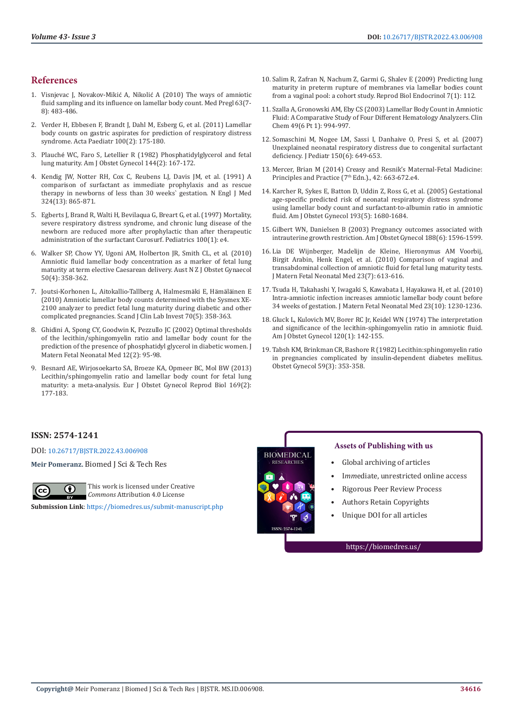## References

1. Visnjevac J, Novakov-Mikić A, Nikolić A (2010) The ways of amniotic fluid sampling and its influence on lamellar body count. Med Pregl 63(7-8): 483-486.
2. Verder H, Ebbesen F, Brandt J, Dahl M, Esberg G, et al. (2011) Lamellar body counts on gastric aspirates for prediction of respiratory distress syndrome. Acta Paediatr 100(2): 175-180.
3. Plauché WC, Faro S, Letellier R (1982) Phosphatidylglycerol and fetal lung maturity. Am J Obstet Gynecol 144(2): 167-172.
4. Kendig JW, Notter RH, Cox C, Reubens LJ, Davis JM, et al. (1991) A comparison of surfactant as immediate prophylaxis and as rescue therapy in newborns of less than 30 weeks` gestation. N Engl J Med 324(13): 865-871.
5. Egberts J, Brand R, Walti H, Bevilaqua G, Breart G, et al. (1997) Mortality, severe respiratory distress syndrome, and chronic lung disease of the newborn are reduced more after prophylactic than after therapeutic administration of the surfactant Curosurf. Pediatrics 100(1): e4.
6. Walker SP, Chow YY, Ugoni AM, Holberton JR, Smith CL, et al. (2010) Amniotic fluid lamellar body concentration as a marker of fetal lung maturity at term elective Caesarean delivery. Aust N Z J Obstet Gynaecol 50(4): 358-362.
7. Joutsi-Korhonen L, Aitokallio-Tallberg A, Halmesmäki E, Hämäläinen E (2010) Amniotic lamellar body counts determined with the Sysmex XE-2100 analyzer to predict fetal lung maturity during diabetic and other complicated pregnancies. Scand J Clin Lab Invest 70(5): 358-363.
8. Ghidini A, Spong CY, Goodwin K, Pezzullo JC (2002) Optimal thresholds of the lecithin/sphingomyelin ratio and lamellar body count for the prediction of the presence of phosphatidyl glycerol in diabetic women. J Matern Fetal Neonatal Med 12(2): 95-98.
9. Besnard AE, Wirjosoekarto SA, Broeze KA, Opmeer BC, Mol BW (2013) Lecithin/sphingomyelin ratio and lamellar body count for fetal lung maturity: a meta-analysis. Eur J Obstet Gynecol Reprod Biol 169(2): 177-183.
10. Salim R, Zafran N, Nachum Z, Garmi G, Shalev E (2009) Predicting lung maturity in preterm rupture of membranes via lamellar bodies count from a vaginal pool: a cohort study. Reprod Biol Endocrinol 7(1): 112.
11. Szalla A, Gronowski AM, Eby CS (2003) Lamellar Body Count in Amniotic Fluid: A Comparative Study of Four Different Hematology Analyzers. Clin Chem 49(6 Pt 1): 994-997.
12. Somaschini M, Nogee LM, Sassi I, Danhaive O, Presi S, et al. (2007) Unexplained neonatal respiratory distress due to congenital surfactant deficiency. J Pediatr 150(6): 649-653.
13. Mercer, Brian M (2014) Creasy and Resnik's Maternal-Fetal Madicine: Principles and Practice (7th Edn.)., 42: 663-672.e4.
14. Karcher R, Sykes E, Batton D, Uddin Z, Ross G, et al. (2005) Gestational age-specific predicted risk of neonatal respiratory distress syndrome using lamellar body count and surfactant-to-albumin ratio in amniotic fluid. Am J Obstet Gynecol 193(5): 1680-1684.
15. Gilbert WN, Danielsen B (2003) Pregnancy outcomes associated with intrauterine growth restriction. Am J Obstet Gynecol 188(6): 1596-1599.
16. Lia DE Wijnberger, Madelijn de Kleine, Hieronymus AM Voorbij, Birgit Arabin, Henk Engel, et al. (2010) Comparison of vaginal and transabdominal collection of amniotic fluid for fetal lung maturity tests. J Matern Fetal Neonatal Med 23(7): 613-616.
17. Tsuda H, Takahashi Y, Iwagaki S, Kawabata I, Hayakawa H, et al. (2010) Intra-amniotic infection increases amniotic lamellar body count before 34 weeks of gestation. J Matern Fetal Neonatal Med 23(10): 1230-1236.
18. Gluck L, Kulovich MV, Borer RC Jr, Keidel WN (1974) The interpretation and significance of the lecithin-sphingomyelin ratio in amniotic fluid. Am J Obstet Gynecol 120(1): 142-155.
19. Tabsh KM, Brinkman CR, Bashore R (1982) Lecithin:sphingomyelin ratio in pregnancies complicated by insulin-dependent diabetes mellitus. Obstet Gynecol 59(3): 353-358.

**ISSN: 2574-1241**

DOI: 10.26717/BJSTR.2022.43.006908

**Meir Pomeranz.** Biomed J Sci & Tech Res

This work is licensed under Creative *Commons* Attribution 4.0 License

**Submission Link**: https://biomedres.us/submit-manuscript.php

**Assets of Publishing with us**

- Global archiving of articles
- Immediate, unrestricted online access
- Rigorous Peer Review Process
- Authors Retain Copyrights
- Unique DOI for all articles

https://biomedres.us/